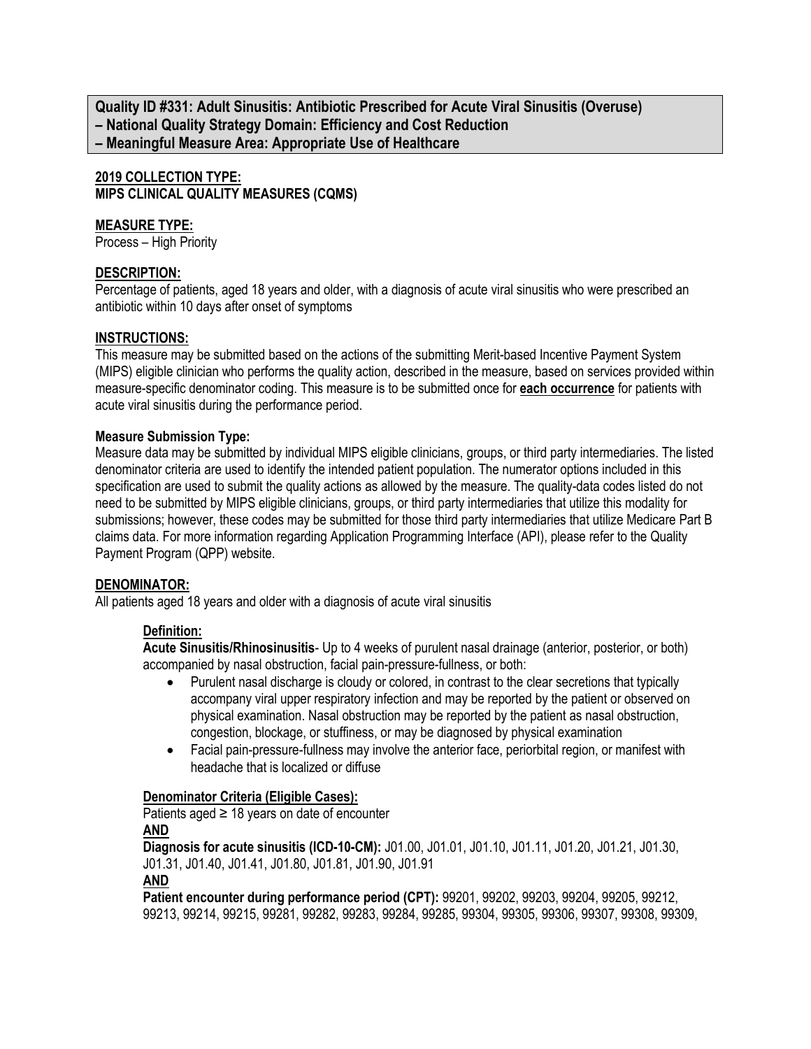**Quality ID #331: Adult Sinusitis: Antibiotic Prescribed for Acute Viral Sinusitis (Overuse)**
**– National Quality Strategy Domain: Efficiency and Cost Reduction**
**– Meaningful Measure Area: Appropriate Use of Healthcare**

**2019 COLLECTION TYPE:**
**MIPS CLINICAL QUALITY MEASURES (CQMS)**

**MEASURE TYPE:**
Process – High Priority

**DESCRIPTION:**
Percentage of patients, aged 18 years and older, with a diagnosis of acute viral sinusitis who were prescribed an antibiotic within 10 days after onset of symptoms

**INSTRUCTIONS:**
This measure may be submitted based on the actions of the submitting Merit-based Incentive Payment System (MIPS) eligible clinician who performs the quality action, described in the measure, based on services provided within measure-specific denominator coding. This measure is to be submitted once for **each occurrence** for patients with acute viral sinusitis during the performance period.

**Measure Submission Type:**
Measure data may be submitted by individual MIPS eligible clinicians, groups, or third party intermediaries. The listed denominator criteria are used to identify the intended patient population. The numerator options included in this specification are used to submit the quality actions as allowed by the measure. The quality-data codes listed do not need to be submitted by MIPS eligible clinicians, groups, or third party intermediaries that utilize this modality for submissions; however, these codes may be submitted for those third party intermediaries that utilize Medicare Part B claims data. For more information regarding Application Programming Interface (API), please refer to the Quality Payment Program (QPP) website.

**DENOMINATOR:**
All patients aged 18 years and older with a diagnosis of acute viral sinusitis

**Definition:**
**Acute Sinusitis/Rhinosinusitis**- Up to 4 weeks of purulent nasal drainage (anterior, posterior, or both) accompanied by nasal obstruction, facial pain-pressure-fullness, or both:

- Purulent nasal discharge is cloudy or colored, in contrast to the clear secretions that typically accompany viral upper respiratory infection and may be reported by the patient or observed on physical examination. Nasal obstruction may be reported by the patient as nasal obstruction, congestion, blockage, or stuffiness, or may be diagnosed by physical examination
- Facial pain-pressure-fullness may involve the anterior face, periorbital region, or manifest with headache that is localized or diffuse

**Denominator Criteria (Eligible Cases):**
Patients aged ≥ 18 years on date of encounter
**AND**
**Diagnosis for acute sinusitis (ICD-10-CM):** J01.00, J01.01, J01.10, J01.11, J01.20, J01.21, J01.30, J01.31, J01.40, J01.41, J01.80, J01.81, J01.90, J01.91
**AND**
**Patient encounter during performance period (CPT):** 99201, 99202, 99203, 99204, 99205, 99212, 99213, 99214, 99215, 99281, 99282, 99283, 99284, 99285, 99304, 99305, 99306, 99307, 99308, 99309,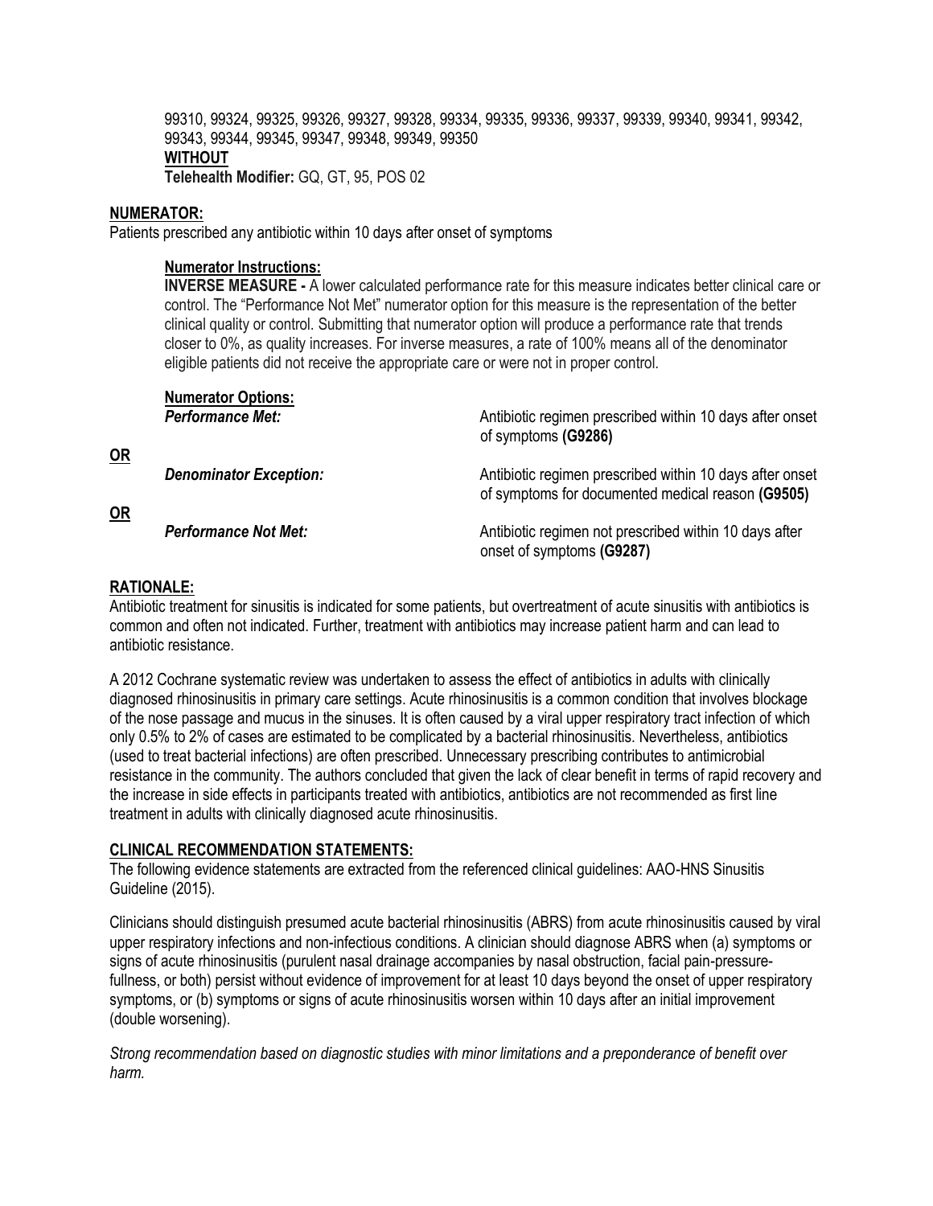99310, 99324, 99325, 99326, 99327, 99328, 99334, 99335, 99336, 99337, 99339, 99340, 99341, 99342, 99343, 99344, 99345, 99347, 99348, 99349, 99350
**WITHOUT**
**Telehealth Modifier:** GQ, GT, 95, POS 02

**NUMERATOR:**
Patients prescribed any antibiotic within 10 days after onset of symptoms

**Numerator Instructions:**
**INVERSE MEASURE -** A lower calculated performance rate for this measure indicates better clinical care or control. The "Performance Not Met" numerator option for this measure is the representation of the better clinical quality or control. Submitting that numerator option will produce a performance rate that trends closer to 0%, as quality increases. For inverse measures, a rate of 100% means all of the denominator eligible patients did not receive the appropriate care or were not in proper control.

**Numerator Options:**

***Performance Met:*** Antibiotic regimen prescribed within 10 days after onset of symptoms **(G9286)**

**OR**

***Denominator Exception:*** Antibiotic regimen prescribed within 10 days after onset of symptoms for documented medical reason **(G9505)**

**OR**

***Performance Not Met:*** Antibiotic regimen not prescribed within 10 days after onset of symptoms **(G9287)**

**RATIONALE:**
Antibiotic treatment for sinusitis is indicated for some patients, but overtreatment of acute sinusitis with antibiotics is common and often not indicated. Further, treatment with antibiotics may increase patient harm and can lead to antibiotic resistance.

A 2012 Cochrane systematic review was undertaken to assess the effect of antibiotics in adults with clinically diagnosed rhinosinusitis in primary care settings. Acute rhinosinusitis is a common condition that involves blockage of the nose passage and mucus in the sinuses. It is often caused by a viral upper respiratory tract infection of which only 0.5% to 2% of cases are estimated to be complicated by a bacterial rhinosinusitis. Nevertheless, antibiotics (used to treat bacterial infections) are often prescribed. Unnecessary prescribing contributes to antimicrobial resistance in the community. The authors concluded that given the lack of clear benefit in terms of rapid recovery and the increase in side effects in participants treated with antibiotics, antibiotics are not recommended as first line treatment in adults with clinically diagnosed acute rhinosinusitis.

**CLINICAL RECOMMENDATION STATEMENTS:**
The following evidence statements are extracted from the referenced clinical guidelines: AAO-HNS Sinusitis Guideline (2015).

Clinicians should distinguish presumed acute bacterial rhinosinusitis (ABRS) from acute rhinosinusitis caused by viral upper respiratory infections and non-infectious conditions. A clinician should diagnose ABRS when (a) symptoms or signs of acute rhinosinusitis (purulent nasal drainage accompanies by nasal obstruction, facial pain-pressure-fullness, or both) persist without evidence of improvement for at least 10 days beyond the onset of upper respiratory symptoms, or (b) symptoms or signs of acute rhinosinusitis worsen within 10 days after an initial improvement (double worsening).

*Strong recommendation based on diagnostic studies with minor limitations and a preponderance of benefit over harm.*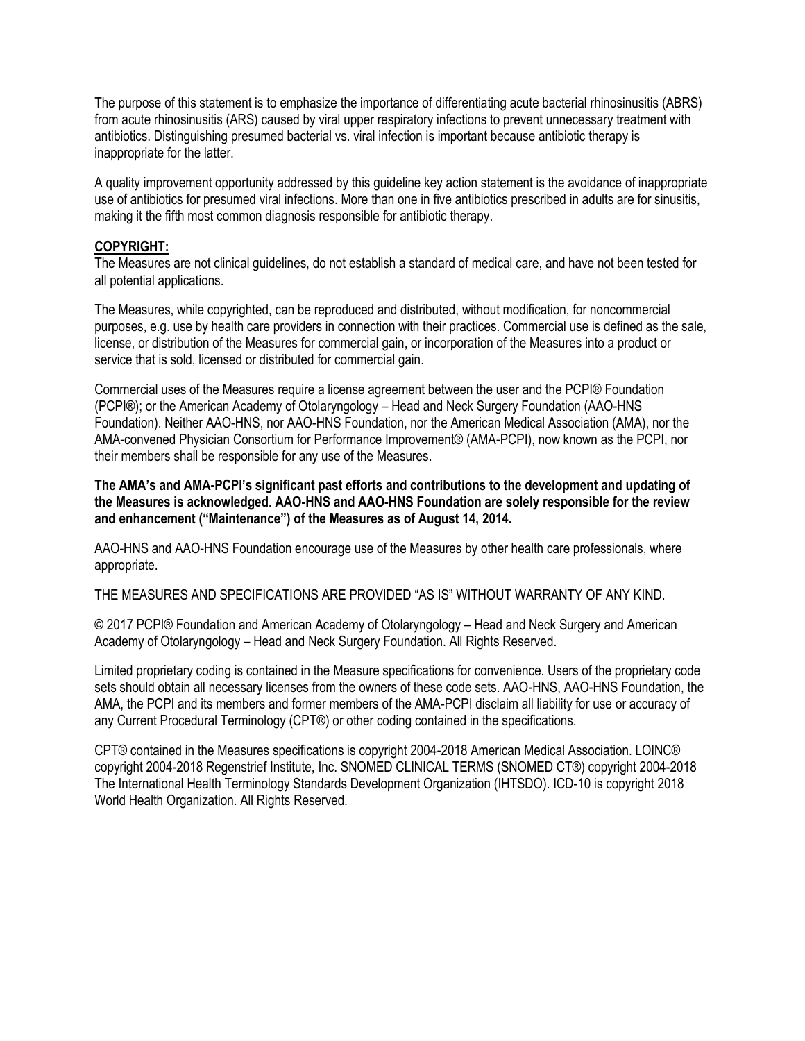The purpose of this statement is to emphasize the importance of differentiating acute bacterial rhinosinusitis (ABRS) from acute rhinosinusitis (ARS) caused by viral upper respiratory infections to prevent unnecessary treatment with antibiotics. Distinguishing presumed bacterial vs. viral infection is important because antibiotic therapy is inappropriate for the latter.

A quality improvement opportunity addressed by this guideline key action statement is the avoidance of inappropriate use of antibiotics for presumed viral infections. More than one in five antibiotics prescribed in adults are for sinusitis, making it the fifth most common diagnosis responsible for antibiotic therapy.

**COPYRIGHT:**

The Measures are not clinical guidelines, do not establish a standard of medical care, and have not been tested for all potential applications.

The Measures, while copyrighted, can be reproduced and distributed, without modification, for noncommercial purposes, e.g. use by health care providers in connection with their practices. Commercial use is defined as the sale, license, or distribution of the Measures for commercial gain, or incorporation of the Measures into a product or service that is sold, licensed or distributed for commercial gain.

Commercial uses of the Measures require a license agreement between the user and the PCPI® Foundation (PCPI®); or the American Academy of Otolaryngology – Head and Neck Surgery Foundation (AAO-HNS Foundation). Neither AAO-HNS, nor AAO-HNS Foundation, nor the American Medical Association (AMA), nor the AMA-convened Physician Consortium for Performance Improvement® (AMA-PCPI), now known as the PCPI, nor their members shall be responsible for any use of the Measures.

**The AMA's and AMA-PCPI's significant past efforts and contributions to the development and updating of the Measures is acknowledged. AAO-HNS and AAO-HNS Foundation are solely responsible for the review and enhancement ("Maintenance") of the Measures as of August 14, 2014.**

AAO-HNS and AAO-HNS Foundation encourage use of the Measures by other health care professionals, where appropriate.

THE MEASURES AND SPECIFICATIONS ARE PROVIDED "AS IS" WITHOUT WARRANTY OF ANY KIND.

© 2017 PCPI® Foundation and American Academy of Otolaryngology – Head and Neck Surgery and American Academy of Otolaryngology – Head and Neck Surgery Foundation. All Rights Reserved.

Limited proprietary coding is contained in the Measure specifications for convenience. Users of the proprietary code sets should obtain all necessary licenses from the owners of these code sets. AAO-HNS, AAO-HNS Foundation, the AMA, the PCPI and its members and former members of the AMA-PCPI disclaim all liability for use or accuracy of any Current Procedural Terminology (CPT®) or other coding contained in the specifications.

CPT® contained in the Measures specifications is copyright 2004-2018 American Medical Association. LOINC® copyright 2004-2018 Regenstrief Institute, Inc. SNOMED CLINICAL TERMS (SNOMED CT®) copyright 2004-2018 The International Health Terminology Standards Development Organization (IHTSDO). ICD-10 is copyright 2018 World Health Organization. All Rights Reserved.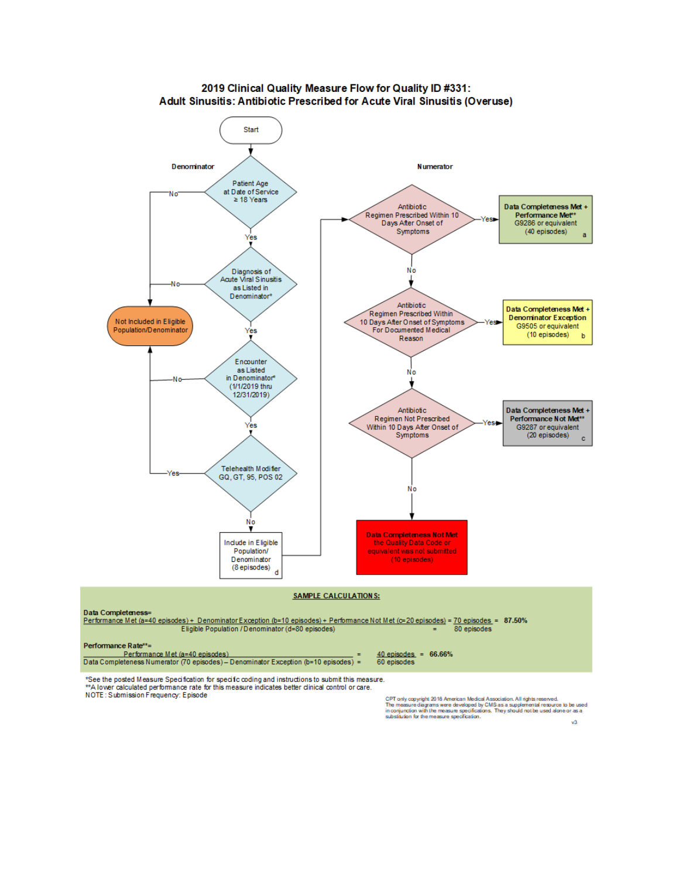# 2019 Clinical Quality Measure Flow for Quality ID #331: Adult Sinusitis: Antibiotic Prescribed for Acute Viral Sinusitis (Overuse)

**Denominator**

Start

- Patient Age at Date of Service ≥ 18 Years
  - No → Not Included in Eligible Population/Denominator
  - Yes → Diagnosis of Acute Viral Sinusitis as Listed in Denominator*
    - No → Not Included in Eligible Population/Denominator
    - Yes → Encounter as Listed in Denominator* (1/1/2019 thru 12/31/2019)
      - No → Not Included in Eligible Population/Denominator
      - Yes → Telehealth Modifier GQ, GT, 95, POS 02
        - Yes → Not Included in Eligible Population/Denominator
        - No → Include in Eligible Population/ Denominator (8 episodes) d

**Numerator**

- Antibiotic Regimen Prescribed Within 10 Days After Onset of Symptoms
  - Yes → **Data Completeness Met + Performance Met**** G9286 or equivalent (40 episodes) a
  - No → Antibiotic Regimen Prescribed Within 10 Days After Onset of Symptoms For Documented Medical Reason
    - Yes → **Data Completeness Met + Denominator Exception** G9505 or equivalent (10 episodes) b
    - No → Antibiotic Regimen Not Prescribed Within 10 Days After Onset of Symptoms
      - Yes → **Data Completeness Met + Performance Not Met**** G9287 or equivalent (20 episodes) c
      - No → **Data Completeness Not Met** the Quality Data Code or equivalent was not submitted (10 episodes)

## SAMPLE CALCULATIONS:

**Data Completeness=**

$$\frac{\text{Performance Met (a=40 episodes) + Denominator Exception (b=10 episodes) + Performance Not Met (c=20 episodes)}}{\text{Eligible Population / Denominator (d=80 episodes)}} = \frac{70 \text{ episodes}}{80 \text{ episodes}} = 87.50\%$$

**Performance Rate**=**

$$\frac{\text{Performance Met (a=40 episodes)}}{\text{Data Completeness Numerator (70 episodes) – Denominator Exception (b=10 episodes)}} = \frac{40 \text{ episodes}}{60 \text{ episodes}} = 66.66\%$$

*See the posted Measure Specification for specific coding and instructions to submit this measure.
**A lower calculated performance rate for this measure indicates better clinical control or care.
NOTE: Submission Frequency: Episode

CPT only copyright 2018 American Medical Association. All rights reserved.
The measure diagrams were developed by CMS as a supplemental resource to be used in conjunction with the measure specifications. They should not be used alone or as a substitution for the measure specification.

v3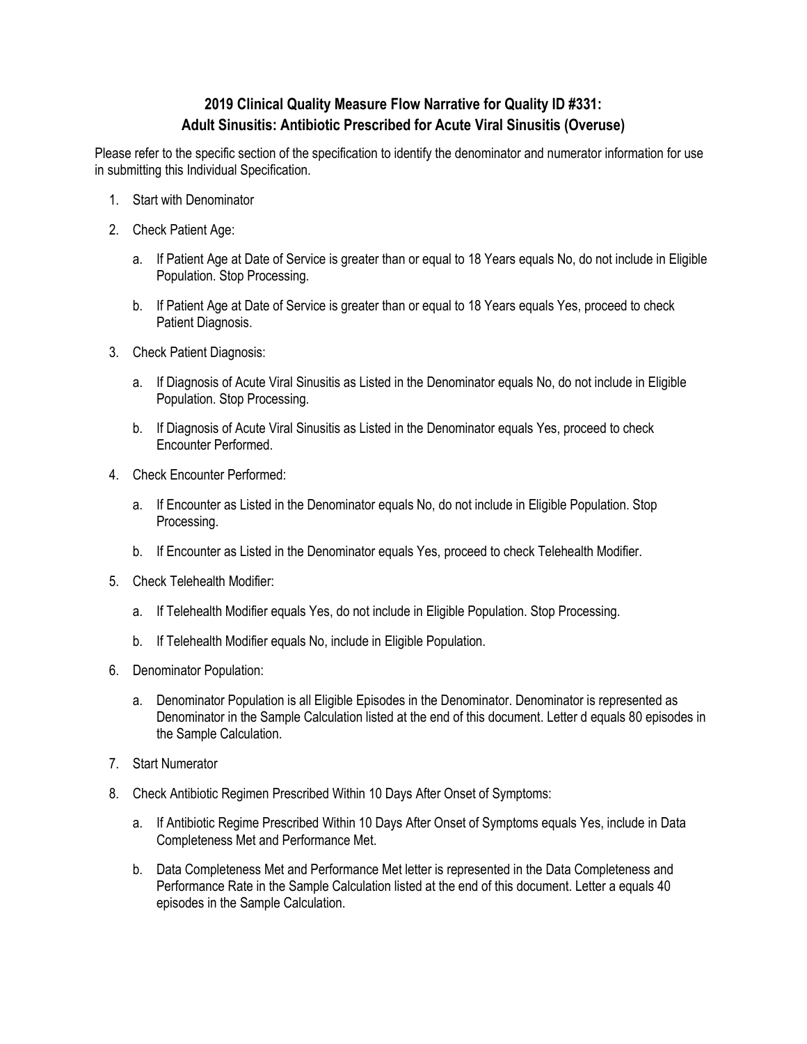# 2019 Clinical Quality Measure Flow Narrative for Quality ID #331: Adult Sinusitis: Antibiotic Prescribed for Acute Viral Sinusitis (Overuse)

Please refer to the specific section of the specification to identify the denominator and numerator information for use in submitting this Individual Specification.

1. Start with Denominator
2. Check Patient Age:
   a. If Patient Age at Date of Service is greater than or equal to 18 Years equals No, do not include in Eligible Population. Stop Processing.
   b. If Patient Age at Date of Service is greater than or equal to 18 Years equals Yes, proceed to check Patient Diagnosis.
3. Check Patient Diagnosis:
   a. If Diagnosis of Acute Viral Sinusitis as Listed in the Denominator equals No, do not include in Eligible Population. Stop Processing.
   b. If Diagnosis of Acute Viral Sinusitis as Listed in the Denominator equals Yes, proceed to check Encounter Performed.
4. Check Encounter Performed:
   a. If Encounter as Listed in the Denominator equals No, do not include in Eligible Population. Stop Processing.
   b. If Encounter as Listed in the Denominator equals Yes, proceed to check Telehealth Modifier.
5. Check Telehealth Modifier:
   a. If Telehealth Modifier equals Yes, do not include in Eligible Population. Stop Processing.
   b. If Telehealth Modifier equals No, include in Eligible Population.
6. Denominator Population:
   a. Denominator Population is all Eligible Episodes in the Denominator. Denominator is represented as Denominator in the Sample Calculation listed at the end of this document. Letter d equals 80 episodes in the Sample Calculation.
7. Start Numerator
8. Check Antibiotic Regimen Prescribed Within 10 Days After Onset of Symptoms:
   a. If Antibiotic Regime Prescribed Within 10 Days After Onset of Symptoms equals Yes, include in Data Completeness Met and Performance Met.
   b. Data Completeness Met and Performance Met letter is represented in the Data Completeness and Performance Rate in the Sample Calculation listed at the end of this document. Letter a equals 40 episodes in the Sample Calculation.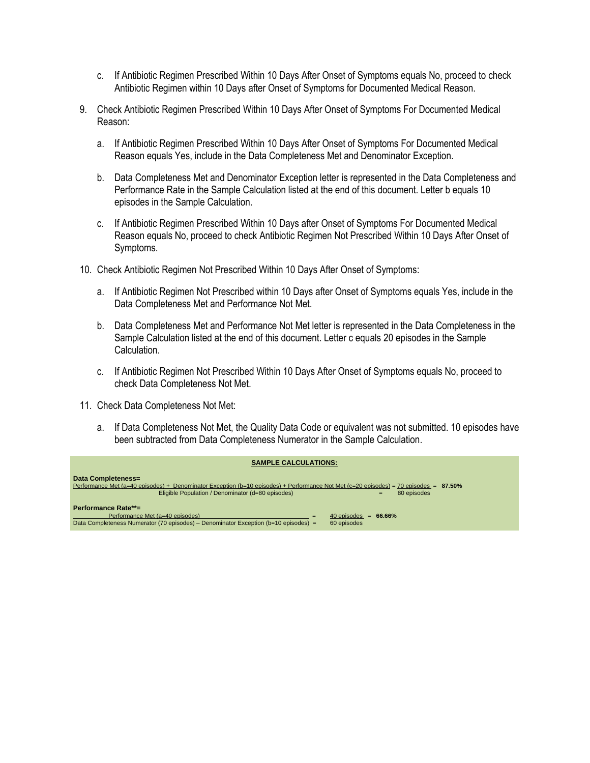c. If Antibiotic Regimen Prescribed Within 10 Days After Onset of Symptoms equals No, proceed to check Antibiotic Regimen within 10 Days after Onset of Symptoms for Documented Medical Reason.

9. Check Antibiotic Regimen Prescribed Within 10 Days After Onset of Symptoms For Documented Medical Reason:

   a. If Antibiotic Regimen Prescribed Within 10 Days After Onset of Symptoms For Documented Medical Reason equals Yes, include in the Data Completeness Met and Denominator Exception.

   b. Data Completeness Met and Denominator Exception letter is represented in the Data Completeness and Performance Rate in the Sample Calculation listed at the end of this document. Letter b equals 10 episodes in the Sample Calculation.

   c. If Antibiotic Regimen Prescribed Within 10 Days after Onset of Symptoms For Documented Medical Reason equals No, proceed to check Antibiotic Regimen Not Prescribed Within 10 Days After Onset of Symptoms.

10. Check Antibiotic Regimen Not Prescribed Within 10 Days After Onset of Symptoms:

    a. If Antibiotic Regimen Not Prescribed within 10 Days after Onset of Symptoms equals Yes, include in the Data Completeness Met and Performance Not Met.

    b. Data Completeness Met and Performance Not Met letter is represented in the Data Completeness in the Sample Calculation listed at the end of this document. Letter c equals 20 episodes in the Sample Calculation.

    c. If Antibiotic Regimen Not Prescribed Within 10 Days After Onset of Symptoms equals No, proceed to check Data Completeness Not Met.

11. Check Data Completeness Not Met:

    a. If Data Completeness Not Met, the Quality Data Code or equivalent was not submitted. 10 episodes have been subtracted from Data Completeness Numerator in the Sample Calculation.

**SAMPLE CALCULATIONS:**

**Data Completeness=**

$$\frac{\text{Performance Met (a=40 episodes) + Denominator Exception (b=10 episodes) + Performance Not Met (c=20 episodes)}}{\text{Eligible Population / Denominator (d=80 episodes)}} = \frac{\text{70 episodes}}{\text{80 episodes}} = \textbf{87.50\%}$$

**Performance Rate\*\*=**

$$\frac{\text{Performance Met (a=40 episodes)}}{\text{Data Completeness Numerator (70 episodes) – Denominator Exception (b=10 episodes)}} = \frac{\text{40 episodes}}{\text{60 episodes}} = \textbf{66.66\%}$$